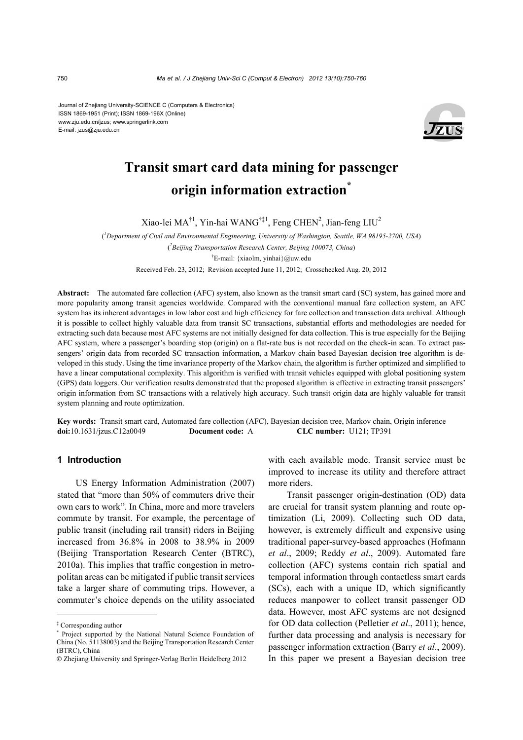Journal of Zhejiang University-SCIENCE C (Computers & Electronics)
ISSN 1869-1951 (Print); ISSN 1869-196X (Online)
www.zju.edu.cn/jzus; www.springerlink.com
E-mail: jzus@zju.edu.cn

# Transit smart card data mining for passenger origin information extraction[*]

Xiao-lei MA[†1], Yin-hai WANG[†‡1], Feng CHEN[2], Jian-feng LIU[2]

([1]*Department of Civil and Environmental Engineering, University of Washington, Seattle, WA 98195-2700, USA*)

([2]*Beijing Transportation Research Center, Beijing 100073, China*)

[†]E-mail: {xiaolm, yinhai}@uw.edu

Received Feb. 23, 2012; Revision accepted June 11, 2012; Crosschecked Aug. 20, 2012

**Abstract:** The automated fare collection (AFC) system, also known as the transit smart card (SC) system, has gained more and more popularity among transit agencies worldwide. Compared with the conventional manual fare collection system, an AFC system has its inherent advantages in low labor cost and high efficiency for fare collection and transaction data archival. Although it is possible to collect highly valuable data from transit SC transactions, substantial efforts and methodologies are needed for extracting such data because most AFC systems are not initially designed for data collection. This is true especially for the Beijing AFC system, where a passenger's boarding stop (origin) on a flat-rate bus is not recorded on the check-in scan. To extract passengers' origin data from recorded SC transaction information, a Markov chain based Bayesian decision tree algorithm is developed in this study. Using the time invariance property of the Markov chain, the algorithm is further optimized and simplified to have a linear computational complexity. This algorithm is verified with transit vehicles equipped with global positioning system (GPS) data loggers. Our verification results demonstrated that the proposed algorithm is effective in extracting transit passengers' origin information from SC transactions with a relatively high accuracy. Such transit origin data are highly valuable for transit system planning and route optimization.

**Key words:** Transit smart card, Automated fare collection (AFC), Bayesian decision tree, Markov chain, Origin inference
**doi:**10.1631/jzus.C12a0049 **Document code:** A **CLC number:** U121; TP391

## 1 Introduction

US Energy Information Administration (2007) stated that "more than 50% of commuters drive their own cars to work". In China, more and more travelers commute by transit. For example, the percentage of public transit (including rail transit) riders in Beijing increased from 36.8% in 2008 to 38.9% in 2009 (Beijing Transportation Research Center (BTRC), 2010a). This implies that traffic congestion in metropolitan areas can be mitigated if public transit services take a larger share of commuting trips. However, a commuter's choice depends on the utility associated with each available mode. Transit service must be improved to increase its utility and therefore attract more riders.

Transit passenger origin-destination (OD) data are crucial for transit system planning and route optimization (Li, 2009). Collecting such OD data, however, is extremely difficult and expensive using traditional paper-survey-based approaches (Hofmann *et al*., 2009; Reddy *et al*., 2009). Automated fare collection (AFC) systems contain rich spatial and temporal information through contactless smart cards (SCs), each with a unique ID, which significantly reduces manpower to collect transit passenger OD data. However, most AFC systems are not designed for OD data collection (Pelletier *et al*., 2011); hence, further data processing and analysis is necessary for passenger information extraction (Barry *et al*., 2009). In this paper we present a Bayesian decision tree

---

[‡] Corresponding author

[*] Project supported by the National Natural Science Foundation of China (No. 51138003) and the Beijing Transportation Research Center (BTRC), China

© Zhejiang University and Springer-Verlag Berlin Heidelberg 2012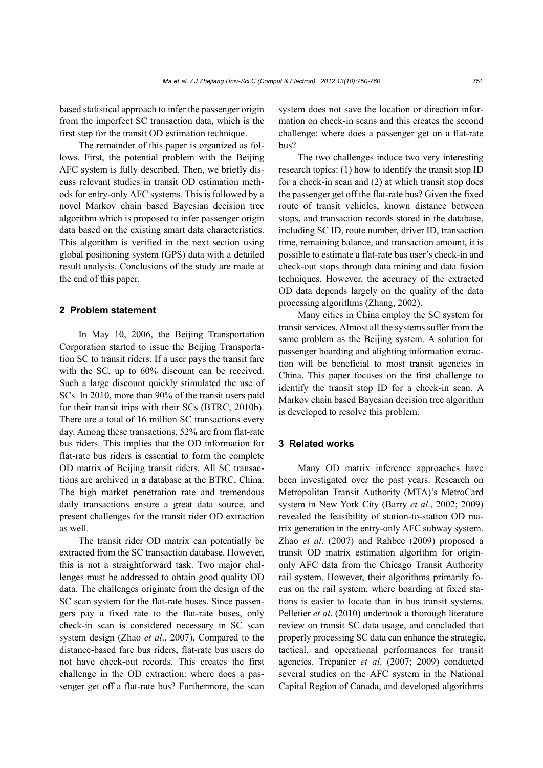based statistical approach to infer the passenger origin from the imperfect SC transaction data, which is the first step for the transit OD estimation technique.

The remainder of this paper is organized as follows. First, the potential problem with the Beijing AFC system is fully described. Then, we briefly discuss relevant studies in transit OD estimation methods for entry-only AFC systems. This is followed by a novel Markov chain based Bayesian decision tree algorithm which is proposed to infer passenger origin data based on the existing smart data characteristics. This algorithm is verified in the next section using global positioning system (GPS) data with a detailed result analysis. Conclusions of the study are made at the end of this paper.

## 2 Problem statement

In May 10, 2006, the Beijing Transportation Corporation started to issue the Beijing Transportation SC to transit riders. If a user pays the transit fare with the SC, up to 60% discount can be received. Such a large discount quickly stimulated the use of SCs. In 2010, more than 90% of the transit users paid for their transit trips with their SCs (BTRC, 2010b). There are a total of 16 million SC transactions every day. Among these transactions, 52% are from flat-rate bus riders. This implies that the OD information for flat-rate bus riders is essential to form the complete OD matrix of Beijing transit riders. All SC transactions are archived in a database at the BTRC, China. The high market penetration rate and tremendous daily transactions ensure a great data source, and present challenges for the transit rider OD extraction as well.

The transit rider OD matrix can potentially be extracted from the SC transaction database. However, this is not a straightforward task. Two major challenges must be addressed to obtain good quality OD data. The challenges originate from the design of the SC scan system for the flat-rate buses. Since passengers pay a fixed rate to the flat-rate buses, only check-in scan is considered necessary in SC scan system design (Zhao *et al*., 2007). Compared to the distance-based fare bus riders, flat-rate bus users do not have check-out records. This creates the first challenge in the OD extraction: where does a passenger get off a flat-rate bus? Furthermore, the scan system does not save the location or direction information on check-in scans and this creates the second challenge: where does a passenger get on a flat-rate bus?

The two challenges induce two very interesting research topics: (1) how to identify the transit stop ID for a check-in scan and (2) at which transit stop does the passenger get off the flat-rate bus? Given the fixed route of transit vehicles, known distance between stops, and transaction records stored in the database, including SC ID, route number, driver ID, transaction time, remaining balance, and transaction amount, it is possible to estimate a flat-rate bus user's check-in and check-out stops through data mining and data fusion techniques. However, the accuracy of the extracted OD data depends largely on the quality of the data processing algorithms (Zhang, 2002).

Many cities in China employ the SC system for transit services. Almost all the systems suffer from the same problem as the Beijing system. A solution for passenger boarding and alighting information extraction will be beneficial to most transit agencies in China. This paper focuses on the first challenge to identify the transit stop ID for a check-in scan. A Markov chain based Bayesian decision tree algorithm is developed to resolve this problem.

## 3 Related works

Many OD matrix inference approaches have been investigated over the past years. Research on Metropolitan Transit Authority (MTA)'s MetroCard system in New York City (Barry *et al*., 2002; 2009) revealed the feasibility of station-to-station OD matrix generation in the entry-only AFC subway system. Zhao *et al*. (2007) and Rahbee (2009) proposed a transit OD matrix estimation algorithm for origin-only AFC data from the Chicago Transit Authority rail system. However, their algorithms primarily focus on the rail system, where boarding at fixed stations is easier to locate than in bus transit systems. Pelletier *et al*. (2010) undertook a thorough literature review on transit SC data usage, and concluded that properly processing SC data can enhance the strategic, tactical, and operational performances for transit agencies. Trépanier *et al*. (2007; 2009) conducted several studies on the AFC system in the National Capital Region of Canada, and developed algorithms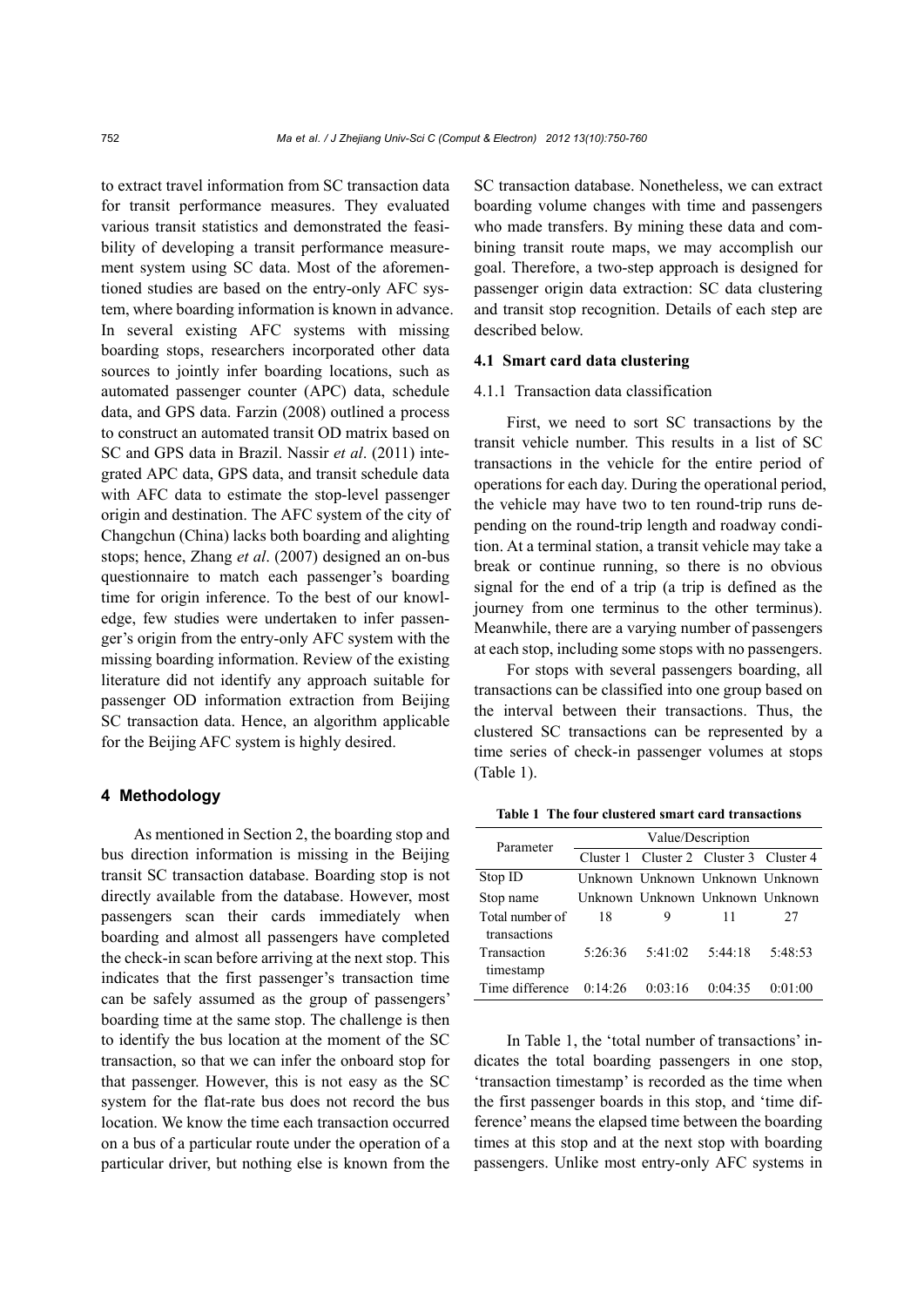to extract travel information from SC transaction data for transit performance measures. They evaluated various transit statistics and demonstrated the feasibility of developing a transit performance measurement system using SC data. Most of the aforementioned studies are based on the entry-only AFC system, where boarding information is known in advance. In several existing AFC systems with missing boarding stops, researchers incorporated other data sources to jointly infer boarding locations, such as automated passenger counter (APC) data, schedule data, and GPS data. Farzin (2008) outlined a process to construct an automated transit OD matrix based on SC and GPS data in Brazil. Nassir *et al*. (2011) integrated APC data, GPS data, and transit schedule data with AFC data to estimate the stop-level passenger origin and destination. The AFC system of the city of Changchun (China) lacks both boarding and alighting stops; hence, Zhang *et al*. (2007) designed an on-bus questionnaire to match each passenger's boarding time for origin inference. To the best of our knowledge, few studies were undertaken to infer passenger's origin from the entry-only AFC system with the missing boarding information. Review of the existing literature did not identify any approach suitable for passenger OD information extraction from Beijing SC transaction data. Hence, an algorithm applicable for the Beijing AFC system is highly desired.

## 4 Methodology

As mentioned in Section 2, the boarding stop and bus direction information is missing in the Beijing transit SC transaction database. Boarding stop is not directly available from the database. However, most passengers scan their cards immediately when boarding and almost all passengers have completed the check-in scan before arriving at the next stop. This indicates that the first passenger's transaction time can be safely assumed as the group of passengers' boarding time at the same stop. The challenge is then to identify the bus location at the moment of the SC transaction, so that we can infer the onboard stop for that passenger. However, this is not easy as the SC system for the flat-rate bus does not record the bus location. We know the time each transaction occurred on a bus of a particular route under the operation of a particular driver, but nothing else is known from the SC transaction database. Nonetheless, we can extract boarding volume changes with time and passengers who made transfers. By mining these data and combining transit route maps, we may accomplish our goal. Therefore, a two-step approach is designed for passenger origin data extraction: SC data clustering and transit stop recognition. Details of each step are described below.

### 4.1 Smart card data clustering

#### 4.1.1 Transaction data classification

First, we need to sort SC transactions by the transit vehicle number. This results in a list of SC transactions in the vehicle for the entire period of operations for each day. During the operational period, the vehicle may have two to ten round-trip runs depending on the round-trip length and roadway condition. At a terminal station, a transit vehicle may take a break or continue running, so there is no obvious signal for the end of a trip (a trip is defined as the journey from one terminus to the other terminus). Meanwhile, there are a varying number of passengers at each stop, including some stops with no passengers.

For stops with several passengers boarding, all transactions can be classified into one group based on the interval between their transactions. Thus, the clustered SC transactions can be represented by a time series of check-in passenger volumes at stops (Table 1).

**Table 1 The four clustered smart card transactions**

| Parameter | Value/Description | | | |
|---|---|---|---|---|
| | Cluster 1 | Cluster 2 | Cluster 3 | Cluster 4 |
| Stop ID | Unknown | Unknown | Unknown | Unknown |
| Stop name | Unknown | Unknown | Unknown | Unknown |
| Total number of transactions | 18 | 9 | 11 | 27 |
| Transaction timestamp | 5:26:36 | 5:41:02 | 5:44:18 | 5:48:53 |
| Time difference | 0:14:26 | 0:03:16 | 0:04:35 | 0:01:00 |

In Table 1, the 'total number of transactions' indicates the total boarding passengers in one stop, 'transaction timestamp' is recorded as the time when the first passenger boards in this stop, and 'time difference' means the elapsed time between the boarding times at this stop and at the next stop with boarding passengers. Unlike most entry-only AFC systems in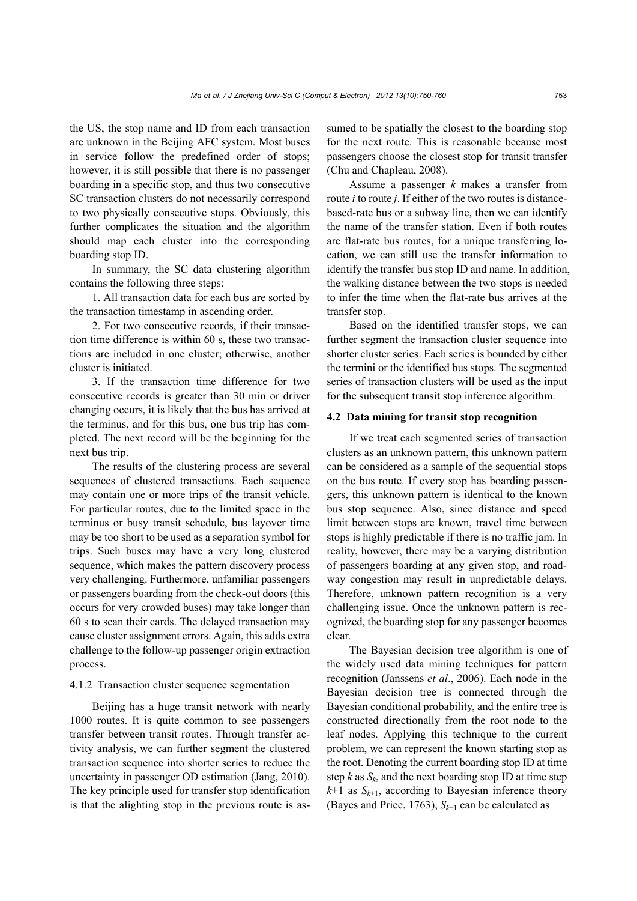the US, the stop name and ID from each transaction are unknown in the Beijing AFC system. Most buses in service follow the predefined order of stops; however, it is still possible that there is no passenger boarding in a specific stop, and thus two consecutive SC transaction clusters do not necessarily correspond to two physically consecutive stops. Obviously, this further complicates the situation and the algorithm should map each cluster into the corresponding boarding stop ID.

In summary, the SC data clustering algorithm contains the following three steps:

1. All transaction data for each bus are sorted by the transaction timestamp in ascending order.

2. For two consecutive records, if their transaction time difference is within 60 s, these two transactions are included in one cluster; otherwise, another cluster is initiated.

3. If the transaction time difference for two consecutive records is greater than 30 min or driver changing occurs, it is likely that the bus has arrived at the terminus, and for this bus, one bus trip has completed. The next record will be the beginning for the next bus trip.

The results of the clustering process are several sequences of clustered transactions. Each sequence may contain one or more trips of the transit vehicle. For particular routes, due to the limited space in the terminus or busy transit schedule, bus layover time may be too short to be used as a separation symbol for trips. Such buses may have a very long clustered sequence, which makes the pattern discovery process very challenging. Furthermore, unfamiliar passengers or passengers boarding from the check-out doors (this occurs for very crowded buses) may take longer than 60 s to scan their cards. The delayed transaction may cause cluster assignment errors. Again, this adds extra challenge to the follow-up passenger origin extraction process.

#### 4.1.2 Transaction cluster sequence segmentation

Beijing has a huge transit network with nearly 1000 routes. It is quite common to see passengers transfer between transit routes. Through transfer activity analysis, we can further segment the clustered transaction sequence into shorter series to reduce the uncertainty in passenger OD estimation (Jang, 2010). The key principle used for transfer stop identification is that the alighting stop in the previous route is assumed to be spatially the closest to the boarding stop for the next route. This is reasonable because most passengers choose the closest stop for transit transfer (Chu and Chapleau, 2008).

Assume a passenger $k$ makes a transfer from route $i$ to route $j$. If either of the two routes is distance-based-rate bus or a subway line, then we can identify the name of the transfer station. Even if both routes are flat-rate bus routes, for a unique transferring location, we can still use the transfer information to identify the transfer bus stop ID and name. In addition, the walking distance between the two stops is needed to infer the time when the flat-rate bus arrives at the transfer stop.

Based on the identified transfer stops, we can further segment the transaction cluster sequence into shorter cluster series. Each series is bounded by either the termini or the identified bus stops. The segmented series of transaction clusters will be used as the input for the subsequent transit stop inference algorithm.

### 4.2 Data mining for transit stop recognition

If we treat each segmented series of transaction clusters as an unknown pattern, this unknown pattern can be considered as a sample of the sequential stops on the bus route. If every stop has boarding passengers, this unknown pattern is identical to the known bus stop sequence. Also, since distance and speed limit between stops are known, travel time between stops is highly predictable if there is no traffic jam. In reality, however, there may be a varying distribution of passengers boarding at any given stop, and roadway congestion may result in unpredictable delays. Therefore, unknown pattern recognition is a very challenging issue. Once the unknown pattern is recognized, the boarding stop for any passenger becomes clear.

The Bayesian decision tree algorithm is one of the widely used data mining techniques for pattern recognition (Janssens *et al*., 2006). Each node in the Bayesian decision tree is connected through the Bayesian conditional probability, and the entire tree is constructed directionally from the root node to the leaf nodes. Applying this technique to the current problem, we can represent the known starting stop as the root. Denoting the current boarding stop ID at time step $k$ as $S_k$, and the next boarding stop ID at time step $k$+1 as $S_{k+1}$, according to Bayesian inference theory (Bayes and Price, 1763), $S_{k+1}$ can be calculated as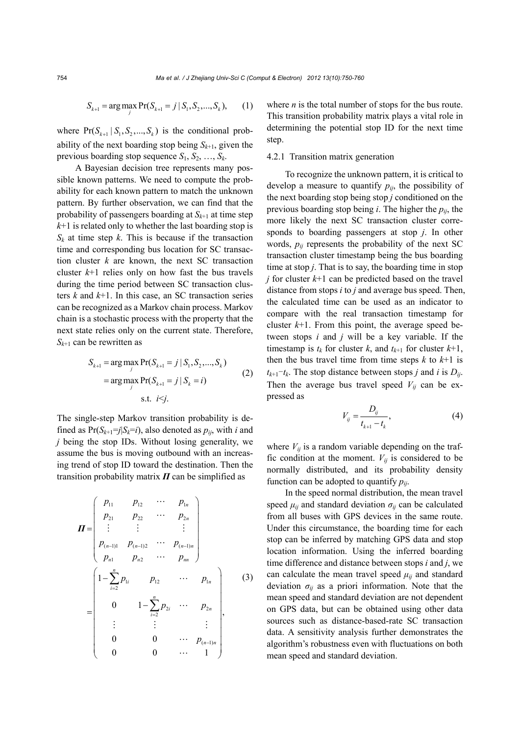$$S_{k+1} = \arg\max_{j} \Pr(S_{k+1} = j \mid S_1, S_2, ..., S_k), \qquad (1)$$

where $\Pr(S_{k+1} \mid S_1, S_2, ..., S_k)$ is the conditional probability of the next boarding stop being $S_{k+1}$, given the previous boarding stop sequence $S_1$, $S_2$, …, $S_k$.

A Bayesian decision tree represents many possible known patterns. We need to compute the probability for each known pattern to match the unknown pattern. By further observation, we can find that the probability of passengers boarding at $S_{k+1}$ at time step $k$+1 is related only to whether the last boarding stop is $S_k$ at time step $k$. This is because if the transaction time and corresponding bus location for SC transaction cluster $k$ are known, the next SC transaction cluster $k$+1 relies only on how fast the bus travels during the time period between SC transaction clusters $k$ and $k$+1. In this case, an SC transaction series can be recognized as a Markov chain process. Markov chain is a stochastic process with the property that the next state relies only on the current state. Therefore, $S_{k+1}$ can be rewritten as

$$\begin{aligned} S_{k+1} &= \arg\max_{j} \Pr(S_{k+1} = j \mid S_1, S_2, ..., S_k) \\ &= \arg\max_{j} \Pr(S_{k+1} = j \mid S_k = i) \\ &\quad \text{s.t. } i<j. \end{aligned} \qquad (2)$$

The single-step Markov transition probability is defined as $\Pr(S_{k+1}=j|S_k=i)$, also denoted as $p_{ij}$, with $i$ and $j$ being the stop IDs. Without losing generality, we assume the bus is moving outbound with an increasing trend of stop ID toward the destination. Then the transition probability matrix $\boldsymbol{\Pi}$ can be simplified as

$$\boldsymbol{\Pi} = \begin{pmatrix} p_{11} & p_{12} & \cdots & p_{1n} \\ p_{21} & p_{22} & \cdots & p_{2n} \\ \vdots & \vdots & & \vdots \\ p_{(n-1)1} & p_{(n-1)2} & \cdots & p_{(n-1)n} \\ p_{n1} & p_{n2} & \cdots & p_{nn} \end{pmatrix} = \begin{pmatrix} 1-\sum_{i=2}^{n} p_{1i} & p_{12} & \cdots & p_{1n} \\ 0 & 1-\sum_{i=2}^{n} p_{2i} & \cdots & p_{2n} \\ \vdots & \vdots & & \vdots \\ 0 & 0 & \cdots & p_{(n-1)n} \\ 0 & 0 & \cdots & 1 \end{pmatrix}, \qquad (3)$$

where $n$ is the total number of stops for the bus route. This transition probability matrix plays a vital role in determining the potential stop ID for the next time step.

#### 4.2.1 Transition matrix generation

To recognize the unknown pattern, it is critical to develop a measure to quantify $p_{ij}$, the possibility of the next boarding stop being stop $j$ conditioned on the previous boarding stop being $i$. The higher the $p_{ij}$, the more likely the next SC transaction cluster corresponds to boarding passengers at stop $j$. In other words, $p_{ij}$ represents the probability of the next SC transaction cluster timestamp being the bus boarding time at stop $j$. That is to say, the boarding time in stop $j$ for cluster $k$+1 can be predicted based on the travel distance from stops $i$ to $j$ and average bus speed. Then, the calculated time can be used as an indicator to compare with the real transaction timestamp for cluster $k$+1. From this point, the average speed between stops $i$ and $j$ will be a key variable. If the timestamp is $t_k$ for cluster $k$, and $t_{k+1}$ for cluster $k$+1, then the bus travel time from time steps $k$ to $k$+1 is $t_{k+1}-t_k$. The stop distance between stops $j$ and $i$ is $D_{ij}$. Then the average bus travel speed $V_{ij}$ can be expressed as

$$V_{ij} = \frac{D_{ij}}{t_{k+1} - t_k}, \qquad (4)$$

where $V_{ij}$ is a random variable depending on the traffic condition at the moment. $V_{ij}$ is considered to be normally distributed, and its probability density function can be adopted to quantify $p_{ij}$.

In the speed normal distribution, the mean travel speed $\mu_{ij}$ and standard deviation $\sigma_{ij}$ can be calculated from all buses with GPS devices in the same route. Under this circumstance, the boarding time for each stop can be inferred by matching GPS data and stop location information. Using the inferred boarding time difference and distance between stops $i$ and $j$, we can calculate the mean travel speed $\mu_{ij}$ and standard deviation $\sigma_{ij}$ as a priori information. Note that the mean speed and standard deviation are not dependent on GPS data, but can be obtained using other data sources such as distance-based-rate SC transaction data. A sensitivity analysis further demonstrates the algorithm's robustness even with fluctuations on both mean speed and standard deviation.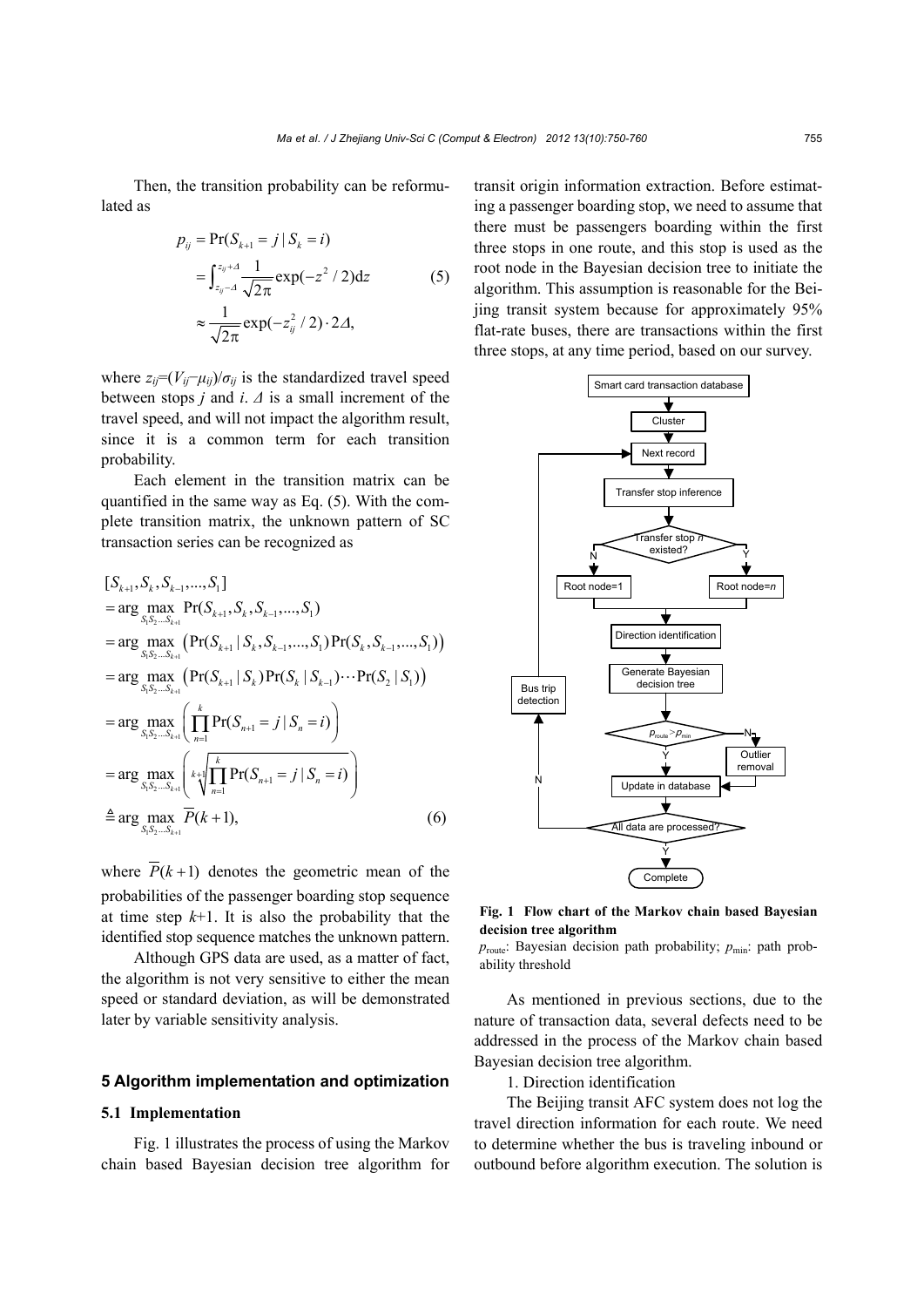Then, the transition probability can be reformulated as

$$p_{ij} = \Pr(S_{k+1} = j \mid S_k = i) = \int_{z_{ij}-\Delta}^{z_{ij}+\Delta} \frac{1}{\sqrt{2\pi}} \exp(-z^2/2)\mathrm{d}z \approx \frac{1}{\sqrt{2\pi}} \exp(-z_{ij}^2/2) \cdot 2\Delta, \tag{5}$$

where $z_{ij}=(V_{ij}-\mu_{ij})/\sigma_{ij}$ is the standardized travel speed between stops $j$ and $i$. $\Delta$ is a small increment of the travel speed, and will not impact the algorithm result, since it is a common term for each transition probability.

Each element in the transition matrix can be quantified in the same way as Eq. (5). With the complete transition matrix, the unknown pattern of SC transaction series can be recognized as

$$\begin{aligned}
&[S_{k+1}, S_k, S_{k-1}, ..., S_1] \\
&= \arg \max_{S_1 S_2 ... S_{k+1}} \Pr(S_{k+1}, S_k, S_{k-1}, ..., S_1) \\
&= \arg \max_{S_1 S_2 ... S_{k+1}} \left(\Pr(S_{k+1} \mid S_k, S_{k-1}, ..., S_1) \Pr(S_k, S_{k-1}, ..., S_1)\right) \\
&= \arg \max_{S_1 S_2 ... S_{k+1}} \left(\Pr(S_{k+1} \mid S_k) \Pr(S_k \mid S_{k-1}) \cdots \Pr(S_2 \mid S_1)\right) \\
&= \arg \max_{S_1 S_2 ... S_{k+1}} \left(\prod_{n=1}^{k} \Pr(S_{n+1} = j \mid S_n = i)\right) \\
&= \arg \max_{S_1 S_2 ... S_{k+1}} \left(\sqrt[k+1]{\prod_{n=1}^{k} \Pr(S_{n+1} = j \mid S_n = i)}\right) \\
&\triangleq \arg \max_{S_1 S_2 ... S_{k+1}} \overline{P}(k+1),
\end{aligned} \tag{6}$$

where $\overline{P}(k+1)$ denotes the geometric mean of the probabilities of the passenger boarding stop sequence at time step $k$+1. It is also the probability that the identified stop sequence matches the unknown pattern.

Although GPS data are used, as a matter of fact, the algorithm is not very sensitive to either the mean speed or standard deviation, as will be demonstrated later by variable sensitivity analysis.

## 5 Algorithm implementation and optimization

### 5.1 Implementation

Fig. 1 illustrates the process of using the Markov chain based Bayesian decision tree algorithm for transit origin information extraction. Before estimating a passenger boarding stop, we need to assume that there must be passengers boarding within the first three stops in one route, and this stop is used as the root node in the Bayesian decision tree to initiate the algorithm. This assumption is reasonable for the Beijing transit system because for approximately 95% flat-rate buses, there are transactions within the first three stops, at any time period, based on our survey.

**Fig. 1 Flow chart of the Markov chain based Bayesian decision tree algorithm**

$p_{\text{route}}$: Bayesian decision path probability; $p_{\min}$: path probability threshold

As mentioned in previous sections, due to the nature of transaction data, several defects need to be addressed in the process of the Markov chain based Bayesian decision tree algorithm.

1. Direction identification

The Beijing transit AFC system does not log the travel direction information for each route. We need to determine whether the bus is traveling inbound or outbound before algorithm execution. The solution is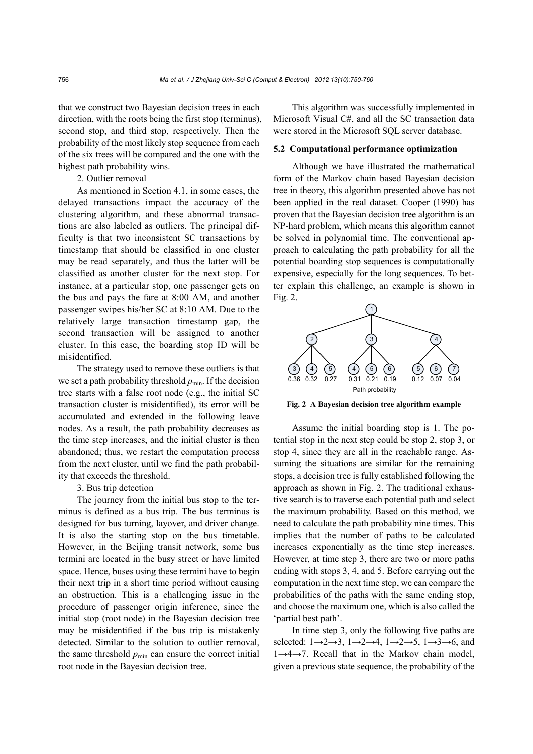that we construct two Bayesian decision trees in each direction, with the roots being the first stop (terminus), second stop, and third stop, respectively. Then the probability of the most likely stop sequence from each of the six trees will be compared and the one with the highest path probability wins.

2. Outlier removal

As mentioned in Section 4.1, in some cases, the delayed transactions impact the accuracy of the clustering algorithm, and these abnormal transactions are also labeled as outliers. The principal difficulty is that two inconsistent SC transactions by timestamp that should be classified in one cluster may be read separately, and thus the latter will be classified as another cluster for the next stop. For instance, at a particular stop, one passenger gets on the bus and pays the fare at 8:00 AM, and another passenger swipes his/her SC at 8:10 AM. Due to the relatively large transaction timestamp gap, the second transaction will be assigned to another cluster. In this case, the boarding stop ID will be misidentified.

The strategy used to remove these outliers is that we set a path probability threshold $p_{\min}$. If the decision tree starts with a false root node (e.g., the initial SC transaction cluster is misidentified), its error will be accumulated and extended in the following leave nodes. As a result, the path probability decreases as the time step increases, and the initial cluster is then abandoned; thus, we restart the computation process from the next cluster, until we find the path probability that exceeds the threshold.

3. Bus trip detection

The journey from the initial bus stop to the terminus is defined as a bus trip. The bus terminus is designed for bus turning, layover, and driver change. It is also the starting stop on the bus timetable. However, in the Beijing transit network, some bus termini are located in the busy street or have limited space. Hence, buses using these termini have to begin their next trip in a short time period without causing an obstruction. This is a challenging issue in the procedure of passenger origin inference, since the initial stop (root node) in the Bayesian decision tree may be misidentified if the bus trip is mistakenly detected. Similar to the solution to outlier removal, the same threshold $p_{\min}$ can ensure the correct initial root node in the Bayesian decision tree.

This algorithm was successfully implemented in Microsoft Visual C#, and all the SC transaction data were stored in the Microsoft SQL server database.

### 5.2 Computational performance optimization

Although we have illustrated the mathematical form of the Markov chain based Bayesian decision tree in theory, this algorithm presented above has not been applied in the real dataset. Cooper (1990) has proven that the Bayesian decision tree algorithm is an NP-hard problem, which means this algorithm cannot be solved in polynomial time. The conventional approach to calculating the path probability for all the potential boarding stop sequences is computationally expensive, especially for the long sequences. To better explain this challenge, an example is shown in Fig. 2.

**Fig. 2 A Bayesian decision tree algorithm example**

Assume the initial boarding stop is 1. The potential stop in the next step could be stop 2, stop 3, or stop 4, since they are all in the reachable range. Assuming the situations are similar for the remaining stops, a decision tree is fully established following the approach as shown in Fig. 2. The traditional exhaustive search is to traverse each potential path and select the maximum probability. Based on this method, we need to calculate the path probability nine times. This implies that the number of paths to be calculated increases exponentially as the time step increases. However, at time step 3, there are two or more paths ending with stops 3, 4, and 5. Before carrying out the computation in the next time step, we can compare the probabilities of the paths with the same ending stop, and choose the maximum one, which is also called the 'partial best path'.

In time step 3, only the following five paths are selected: 1→2→3, 1→2→4, 1→2→5, 1→3→6, and 1→4→7. Recall that in the Markov chain model, given a previous state sequence, the probability of the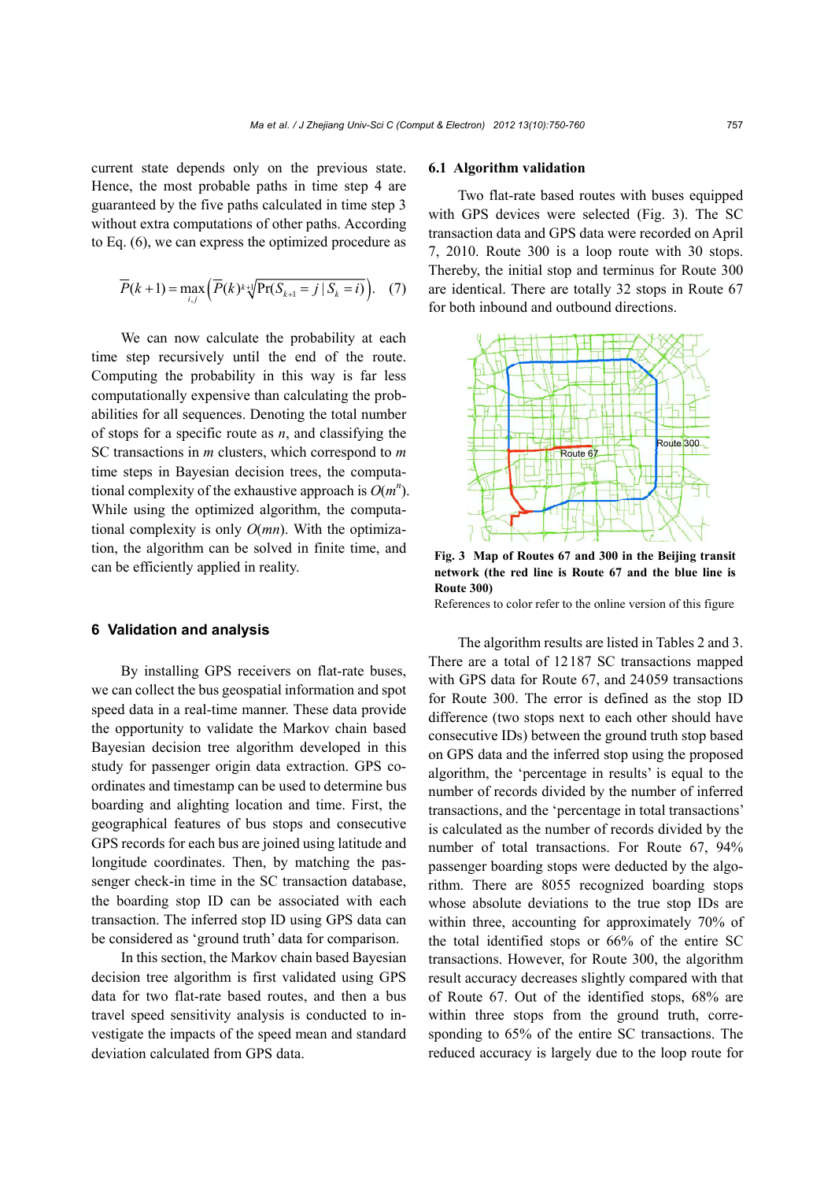current state depends only on the previous state. Hence, the most probable paths in time step 4 are guaranteed by the five paths calculated in time step 3 without extra computations of other paths. According to Eq. (6), we can express the optimized procedure as

$$\overline{P}(k+1)=\max_{i,j}\left(\overline{P}(k)\sqrt[k+1]{\Pr(S_{k+1}=j\mid S_k=i)}\right). \quad (7)$$

We can now calculate the probability at each time step recursively until the end of the route. Computing the probability in this way is far less computationally expensive than calculating the probabilities for all sequences. Denoting the total number of stops for a specific route as $n$, and classifying the SC transactions in $m$ clusters, which correspond to $m$ time steps in Bayesian decision trees, the computational complexity of the exhaustive approach is $O(m^n)$. While using the optimized algorithm, the computational complexity is only $O(mn)$. With the optimization, the algorithm can be solved in finite time, and can be efficiently applied in reality.

## 6 Validation and analysis

By installing GPS receivers on flat-rate buses, we can collect the bus geospatial information and spot speed data in a real-time manner. These data provide the opportunity to validate the Markov chain based Bayesian decision tree algorithm developed in this study for passenger origin data extraction. GPS coordinates and timestamp can be used to determine bus boarding and alighting location and time. First, the geographical features of bus stops and consecutive GPS records for each bus are joined using latitude and longitude coordinates. Then, by matching the passenger check-in time in the SC transaction database, the boarding stop ID can be associated with each transaction. The inferred stop ID using GPS data can be considered as 'ground truth' data for comparison.

In this section, the Markov chain based Bayesian decision tree algorithm is first validated using GPS data for two flat-rate based routes, and then a bus travel speed sensitivity analysis is conducted to investigate the impacts of the speed mean and standard deviation calculated from GPS data.

### 6.1 Algorithm validation

Two flat-rate based routes with buses equipped with GPS devices were selected (Fig. 3). The SC transaction data and GPS data were recorded on April 7, 2010. Route 300 is a loop route with 30 stops. Thereby, the initial stop and terminus for Route 300 are identical. There are totally 32 stops in Route 67 for both inbound and outbound directions.

**Fig. 3 Map of Routes 67 and 300 in the Beijing transit network (the red line is Route 67 and the blue line is Route 300)**

References to color refer to the online version of this figure

The algorithm results are listed in Tables 2 and 3. There are a total of 12187 SC transactions mapped with GPS data for Route 67, and 24059 transactions for Route 300. The error is defined as the stop ID difference (two stops next to each other should have consecutive IDs) between the ground truth stop based on GPS data and the inferred stop using the proposed algorithm, the 'percentage in results' is equal to the number of records divided by the number of inferred transactions, and the 'percentage in total transactions' is calculated as the number of records divided by the number of total transactions. For Route 67, 94% passenger boarding stops were deducted by the algorithm. There are 8055 recognized boarding stops whose absolute deviations to the true stop IDs are within three, accounting for approximately 70% of the total identified stops or 66% of the entire SC transactions. However, for Route 300, the algorithm result accuracy decreases slightly compared with that of Route 67. Out of the identified stops, 68% are within three stops from the ground truth, corresponding to 65% of the entire SC transactions. The reduced accuracy is largely due to the loop route for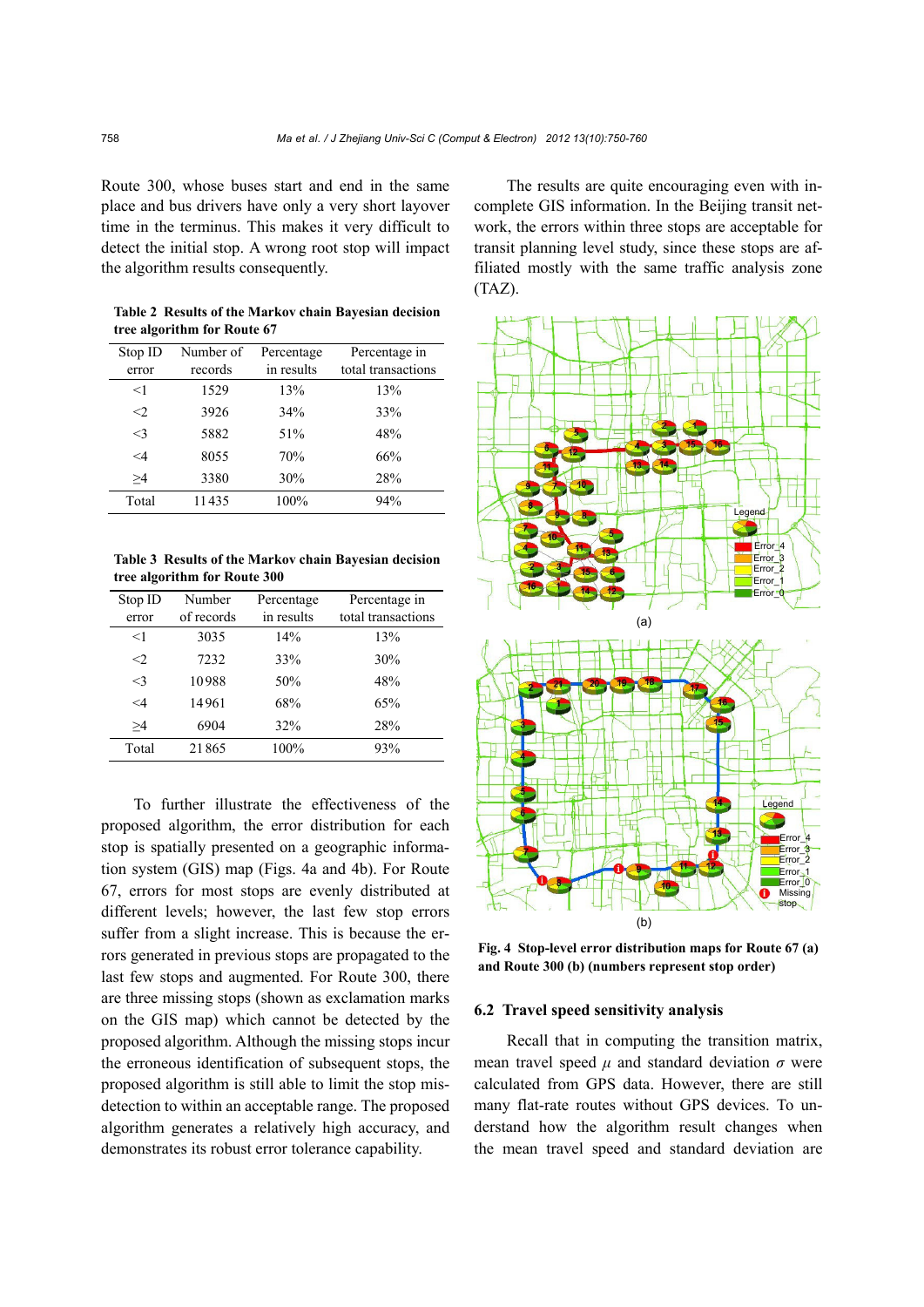Route 300, whose buses start and end in the same place and bus drivers have only a very short layover time in the terminus. This makes it very difficult to detect the initial stop. A wrong root stop will impact the algorithm results consequently.

**Table 2 Results of the Markov chain Bayesian decision tree algorithm for Route 67**

| Stop ID error | Number of records | Percentage in results | Percentage in total transactions |
|---|---|---|---|
| <1 | 1529 | 13% | 13% |
| <2 | 3926 | 34% | 33% |
| <3 | 5882 | 51% | 48% |
| <4 | 8055 | 70% | 66% |
| ≥4 | 3380 | 30% | 28% |
| Total | 11435 | 100% | 94% |

**Table 3 Results of the Markov chain Bayesian decision tree algorithm for Route 300**

| Stop ID error | Number of records | Percentage in results | Percentage in total transactions |
|---|---|---|---|
| <1 | 3035 | 14% | 13% |
| <2 | 7232 | 33% | 30% |
| <3 | 10988 | 50% | 48% |
| <4 | 14961 | 68% | 65% |
| ≥4 | 6904 | 32% | 28% |
| Total | 21865 | 100% | 93% |

To further illustrate the effectiveness of the proposed algorithm, the error distribution for each stop is spatially presented on a geographic information system (GIS) map (Figs. 4a and 4b). For Route 67, errors for most stops are evenly distributed at different levels; however, the last few stop errors suffer from a slight increase. This is because the errors generated in previous stops are propagated to the last few stops and augmented. For Route 300, there are three missing stops (shown as exclamation marks on the GIS map) which cannot be detected by the proposed algorithm. Although the missing stops incur the erroneous identification of subsequent stops, the proposed algorithm is still able to limit the stop misdetection to within an acceptable range. The proposed algorithm generates a relatively high accuracy, and demonstrates its robust error tolerance capability.

The results are quite encouraging even with incomplete GIS information. In the Beijing transit network, the errors within three stops are acceptable for transit planning level study, since these stops are affiliated mostly with the same traffic analysis zone (TAZ).

**Fig. 4 Stop-level error distribution maps for Route 67 (a) and Route 300 (b) (numbers represent stop order)**

### 6.2 Travel speed sensitivity analysis

Recall that in computing the transition matrix, mean travel speed $\mu$ and standard deviation $\sigma$ were calculated from GPS data. However, there are still many flat-rate routes without GPS devices. To understand how the algorithm result changes when the mean travel speed and standard deviation are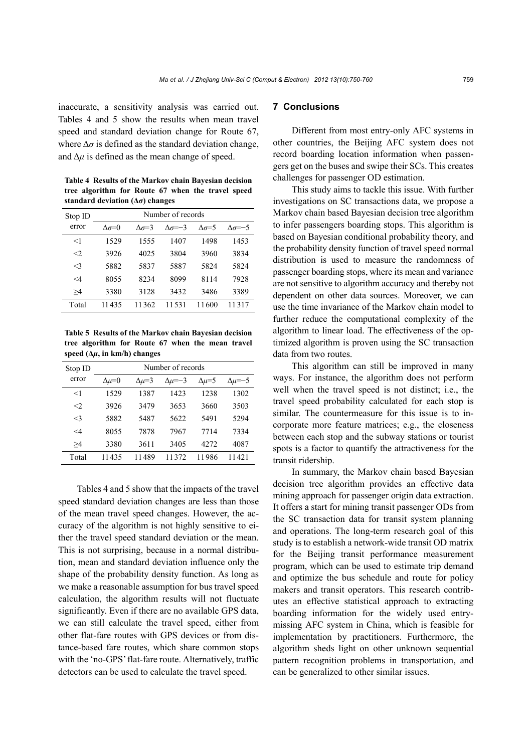inaccurate, a sensitivity analysis was carried out. Tables 4 and 5 show the results when mean travel speed and standard deviation change for Route 67, where $\Delta\sigma$ is defined as the standard deviation change, and $\Delta\mu$ is defined as the mean change of speed.

**Table 4 Results of the Markov chain Bayesian decision tree algorithm for Route 67 when the travel speed standard deviation ($\Delta\sigma$) changes**

| Stop ID error | Number of records | | | | |
|---|---|---|---|---|---|
| | $\Delta\sigma$=0 | $\Delta\sigma$=3 | $\Delta\sigma$=−3 | $\Delta\sigma$=5 | $\Delta\sigma$=−5 |
| <1 | 1529 | 1555 | 1407 | 1498 | 1453 |
| <2 | 3926 | 4025 | 3804 | 3960 | 3834 |
| <3 | 5882 | 5837 | 5887 | 5824 | 5824 |
| <4 | 8055 | 8234 | 8099 | 8114 | 7928 |
| ≥4 | 3380 | 3128 | 3432 | 3486 | 3389 |
| Total | 11435 | 11362 | 11531 | 11600 | 11317 |

**Table 5 Results of the Markov chain Bayesian decision tree algorithm for Route 67 when the mean travel speed ($\Delta\mu$, in km/h) changes**

| Stop ID error | Number of records | | | | |
|---|---|---|---|---|---|
| | $\Delta\mu$=0 | $\Delta\mu$=3 | $\Delta\mu$=−3 | $\Delta\mu$=5 | $\Delta\mu$=−5 |
| <1 | 1529 | 1387 | 1423 | 1238 | 1302 |
| <2 | 3926 | 3479 | 3653 | 3660 | 3503 |
| <3 | 5882 | 5487 | 5622 | 5491 | 5294 |
| <4 | 8055 | 7878 | 7967 | 7714 | 7334 |
| ≥4 | 3380 | 3611 | 3405 | 4272 | 4087 |
| Total | 11435 | 11489 | 11372 | 11986 | 11421 |

Tables 4 and 5 show that the impacts of the travel speed standard deviation changes are less than those of the mean travel speed changes. However, the accuracy of the algorithm is not highly sensitive to either the travel speed standard deviation or the mean. This is not surprising, because in a normal distribution, mean and standard deviation influence only the shape of the probability density function. As long as we make a reasonable assumption for bus travel speed calculation, the algorithm results will not fluctuate significantly. Even if there are no available GPS data, we can still calculate the travel speed, either from other flat-fare routes with GPS devices or from distance-based fare routes, which share common stops with the 'no-GPS' flat-fare route. Alternatively, traffic detectors can be used to calculate the travel speed.

## 7 Conclusions

Different from most entry-only AFC systems in other countries, the Beijing AFC system does not record boarding location information when passengers get on the buses and swipe their SCs. This creates challenges for passenger OD estimation.

This study aims to tackle this issue. With further investigations on SC transactions data, we propose a Markov chain based Bayesian decision tree algorithm to infer passengers boarding stops. This algorithm is based on Bayesian conditional probability theory, and the probability density function of travel speed normal distribution is used to measure the randomness of passenger boarding stops, where its mean and variance are not sensitive to algorithm accuracy and thereby not dependent on other data sources. Moreover, we can use the time invariance of the Markov chain model to further reduce the computational complexity of the algorithm to linear load. The effectiveness of the optimized algorithm is proven using the SC transaction data from two routes.

This algorithm can still be improved in many ways. For instance, the algorithm does not perform well when the travel speed is not distinct; i.e., the travel speed probability calculated for each stop is similar. The countermeasure for this issue is to incorporate more feature matrices; e.g., the closeness between each stop and the subway stations or tourist spots is a factor to quantify the attractiveness for the transit ridership.

In summary, the Markov chain based Bayesian decision tree algorithm provides an effective data mining approach for passenger origin data extraction. It offers a start for mining transit passenger ODs from the SC transaction data for transit system planning and operations. The long-term research goal of this study is to establish a network-wide transit OD matrix for the Beijing transit performance measurement program, which can be used to estimate trip demand and optimize the bus schedule and route for policy makers and transit operators. This research contributes an effective statistical approach to extracting boarding information for the widely used entry-missing AFC system in China, which is feasible for implementation by practitioners. Furthermore, the algorithm sheds light on other unknown sequential pattern recognition problems in transportation, and can be generalized to other similar issues.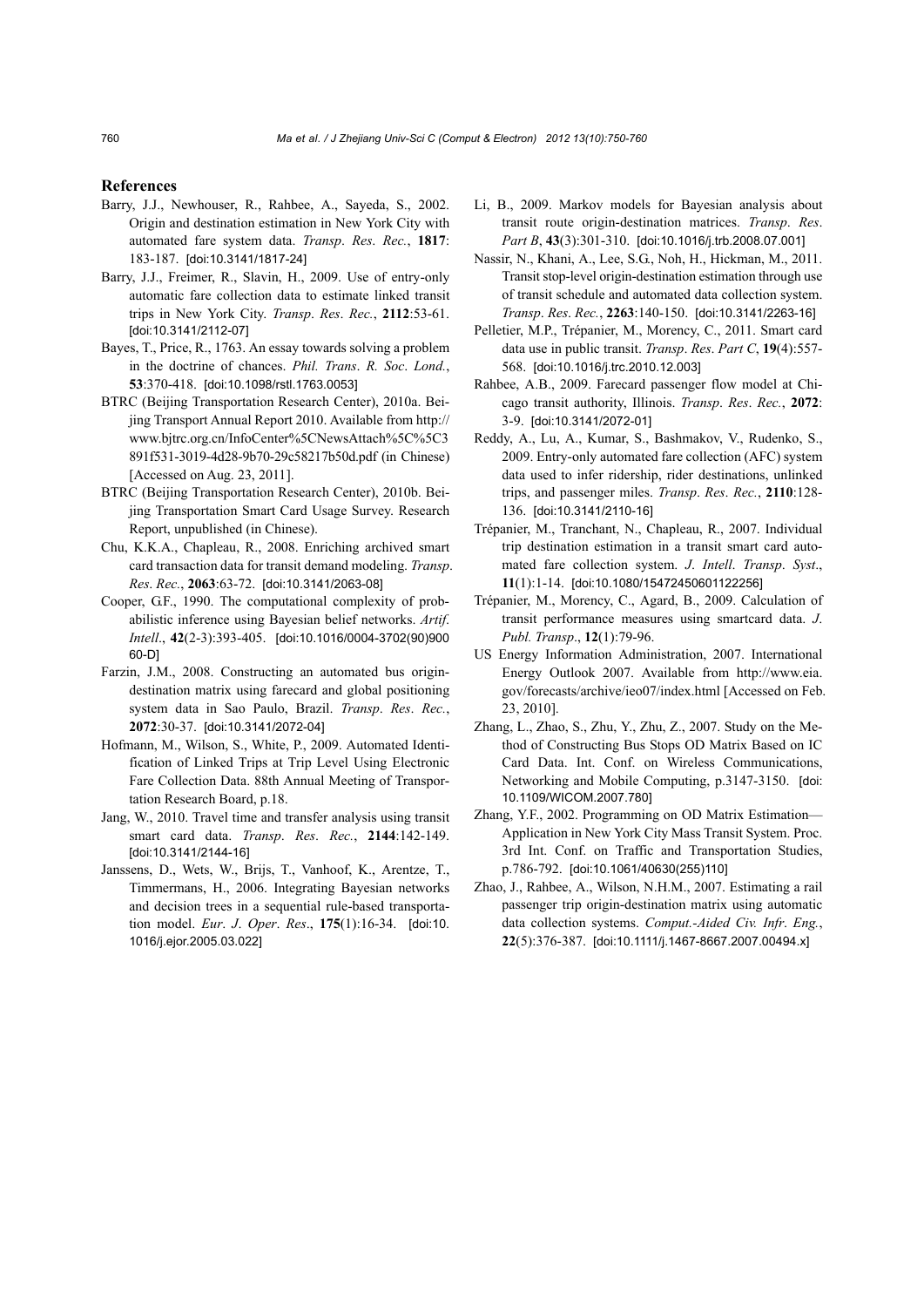## References

Barry, J.J., Newhouser, R., Rahbee, A., Sayeda, S., 2002. Origin and destination estimation in New York City with automated fare system data. *Transp. Res. Rec.*, **1817**: 183-187. [doi:10.3141/1817-24]

Barry, J.J., Freimer, R., Slavin, H., 2009. Use of entry-only automatic fare collection data to estimate linked transit trips in New York City. *Transp. Res. Rec.*, **2112**:53-61. [doi:10.3141/2112-07]

Bayes, T., Price, R., 1763. An essay towards solving a problem in the doctrine of chances. *Phil. Trans. R. Soc. Lond.*, **53**:370-418. [doi:10.1098/rstl.1763.0053]

BTRC (Beijing Transportation Research Center), 2010a. Beijing Transport Annual Report 2010. Available from http://www.bjtrc.org.cn/InfoCenter%5CNewsAttach%5C%5C3891f531-3019-4d28-9b70-29c58217b50d.pdf (in Chinese) [Accessed on Aug. 23, 2011].

BTRC (Beijing Transportation Research Center), 2010b. Beijing Transportation Smart Card Usage Survey. Research Report, unpublished (in Chinese).

Chu, K.K.A., Chapleau, R., 2008. Enriching archived smart card transaction data for transit demand modeling. *Transp. Res. Rec.*, **2063**:63-72. [doi:10.3141/2063-08]

Cooper, G.F., 1990. The computational complexity of probabilistic inference using Bayesian belief networks. *Artif. Intell.*, **42**(2-3):393-405. [doi:10.1016/0004-3702(90)90060-D]

Farzin, J.M., 2008. Constructing an automated bus origin-destination matrix using farecard and global positioning system data in Sao Paulo, Brazil. *Transp. Res. Rec.*, **2072**:30-37. [doi:10.3141/2072-04]

Hofmann, M., Wilson, S., White, P., 2009. Automated Identification of Linked Trips at Trip Level Using Electronic Fare Collection Data. 88th Annual Meeting of Transportation Research Board, p.18.

Jang, W., 2010. Travel time and transfer analysis using transit smart card data. *Transp. Res. Rec.*, **2144**:142-149. [doi:10.3141/2144-16]

Janssens, D., Wets, W., Brijs, T., Vanhoof, K., Arentze, T., Timmermans, H., 2006. Integrating Bayesian networks and decision trees in a sequential rule-based transportation model. *Eur. J. Oper. Res.*, **175**(1):16-34. [doi:10.1016/j.ejor.2005.03.022]

Li, B., 2009. Markov models for Bayesian analysis about transit route origin-destination matrices. *Transp. Res. Part B*, **43**(3):301-310. [doi:10.1016/j.trb.2008.07.001]

Nassir, N., Khani, A., Lee, S.G., Noh, H., Hickman, M., 2011. Transit stop-level origin-destination estimation through use of transit schedule and automated data collection system. *Transp. Res. Rec.*, **2263**:140-150. [doi:10.3141/2263-16]

Pelletier, M.P., Trépanier, M., Morency, C., 2011. Smart card data use in public transit. *Transp. Res. Part C*, **19**(4):557-568. [doi:10.1016/j.trc.2010.12.003]

Rahbee, A.B., 2009. Farecard passenger flow model at Chicago transit authority, Illinois. *Transp. Res. Rec.*, **2072**: 3-9. [doi:10.3141/2072-01]

Reddy, A., Lu, A., Kumar, S., Bashmakov, V., Rudenko, S., 2009. Entry-only automated fare collection (AFC) system data used to infer ridership, rider destinations, unlinked trips, and passenger miles. *Transp. Res. Rec.*, **2110**:128-136. [doi:10.3141/2110-16]

Trépanier, M., Tranchant, N., Chapleau, R., 2007. Individual trip destination estimation in a transit smart card automated fare collection system. *J. Intell. Transp. Syst.*, **11**(1):1-14. [doi:10.1080/15472450601122256]

Trépanier, M., Morency, C., Agard, B., 2009. Calculation of transit performance measures using smartcard data. *J. Publ. Transp.*, **12**(1):79-96.

US Energy Information Administration, 2007. International Energy Outlook 2007. Available from http://www.eia.gov/forecasts/archive/ieo07/index.html [Accessed on Feb. 23, 2010].

Zhang, L., Zhao, S., Zhu, Y., Zhu, Z., 2007. Study on the Method of Constructing Bus Stops OD Matrix Based on IC Card Data. Int. Conf. on Wireless Communications, Networking and Mobile Computing, p.3147-3150. [doi:10.1109/WICOM.2007.780]

Zhang, Y.F., 2002. Programming on OD Matrix Estimation—Application in New York City Mass Transit System. Proc. 3rd Int. Conf. on Traffic and Transportation Studies, p.786-792. [doi:10.1061/40630(255)110]

Zhao, J., Rahbee, A., Wilson, N.H.M., 2007. Estimating a rail passenger trip origin-destination matrix using automatic data collection systems. *Comput.-Aided Civ. Infr. Eng.*, **22**(5):376-387. [doi:10.1111/j.1467-8667.2007.00494.x]